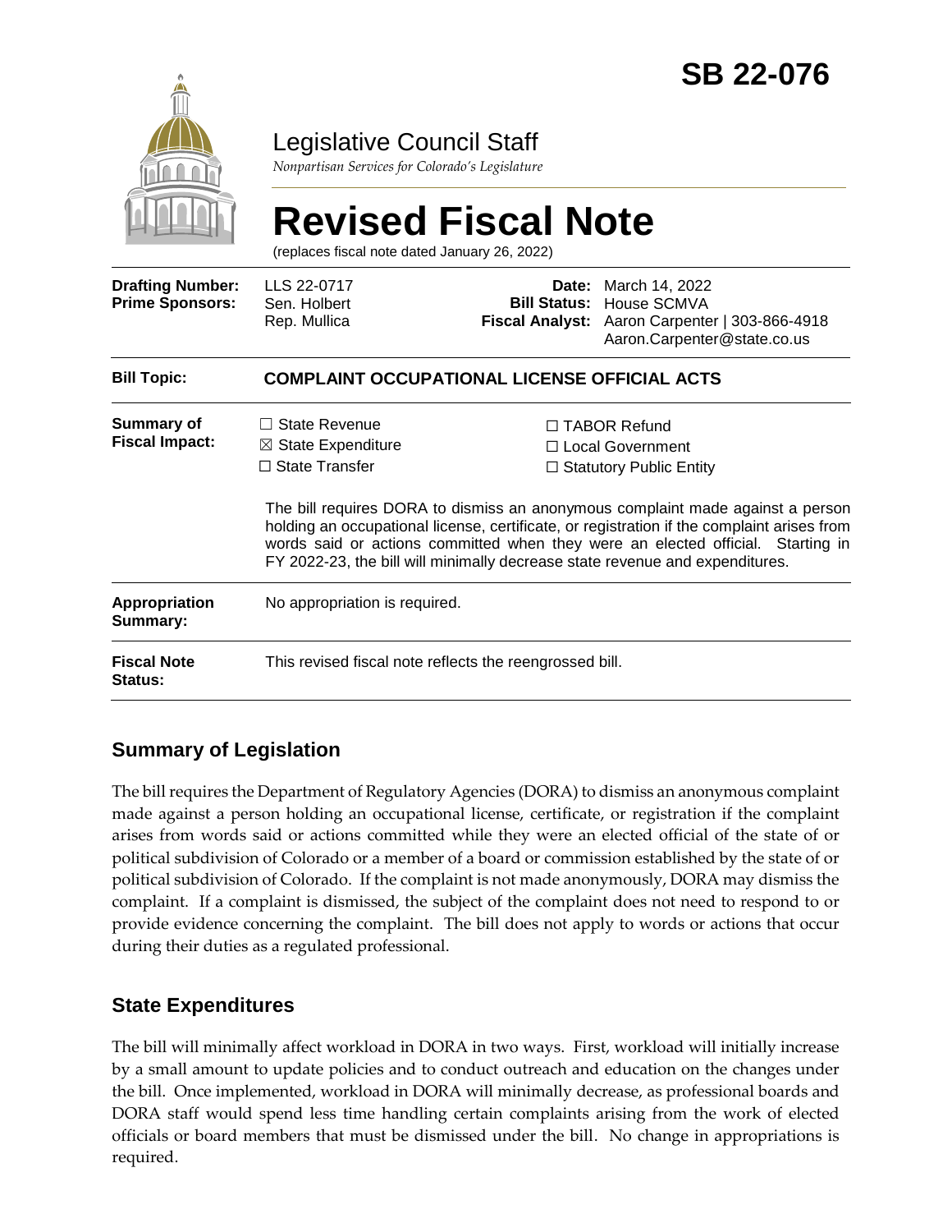# SB 22-076

## Legislative Council Staff

*Nonpartisan Services for Colorado's Legislature*

# Revised Fiscal Note

(replaces fiscal note dated January 26, 2022)

| | | | |
|---|---|---|---|
| **Drafting Number:** | LLS 22-0717 | **Date:** | March 14, 2022 |
| **Prime Sponsors:** | Sen. Holbert<br>Rep. Mullica | **Bill Status:** | House SCMVA |
| | | **Fiscal Analyst:** | Aaron Carpenter \| 303-866-4918<br>Aaron.Carpenter@state.co.us |

| | |
|---|---|
| **Bill Topic:** | **COMPLAINT OCCUPATIONAL LICENSE OFFICIAL ACTS** |
| **Summary of Fiscal Impact:** | ☐ State Revenue ☐ TABOR Refund<br>☒ State Expenditure ☐ Local Government<br>☐ State Transfer ☐ Statutory Public Entity<br><br>The bill requires DORA to dismiss an anonymous complaint made against a person holding an occupational license, certificate, or registration if the complaint arises from words said or actions committed when they were an elected official. Starting in FY 2022-23, the bill will minimally decrease state revenue and expenditures. |
| **Appropriation Summary:** | No appropriation is required. |
| **Fiscal Note Status:** | This revised fiscal note reflects the reengrossed bill. |

## Summary of Legislation

The bill requires the Department of Regulatory Agencies (DORA) to dismiss an anonymous complaint made against a person holding an occupational license, certificate, or registration if the complaint arises from words said or actions committed while they were an elected official of the state of or political subdivision of Colorado or a member of a board or commission established by the state of or political subdivision of Colorado. If the complaint is not made anonymously, DORA may dismiss the complaint. If a complaint is dismissed, the subject of the complaint does not need to respond to or provide evidence concerning the complaint. The bill does not apply to words or actions that occur during their duties as a regulated professional.

## State Expenditures

The bill will minimally affect workload in DORA in two ways. First, workload will initially increase by a small amount to update policies and to conduct outreach and education on the changes under the bill. Once implemented, workload in DORA will minimally decrease, as professional boards and DORA staff would spend less time handling certain complaints arising from the work of elected officials or board members that must be dismissed under the bill. No change in appropriations is required.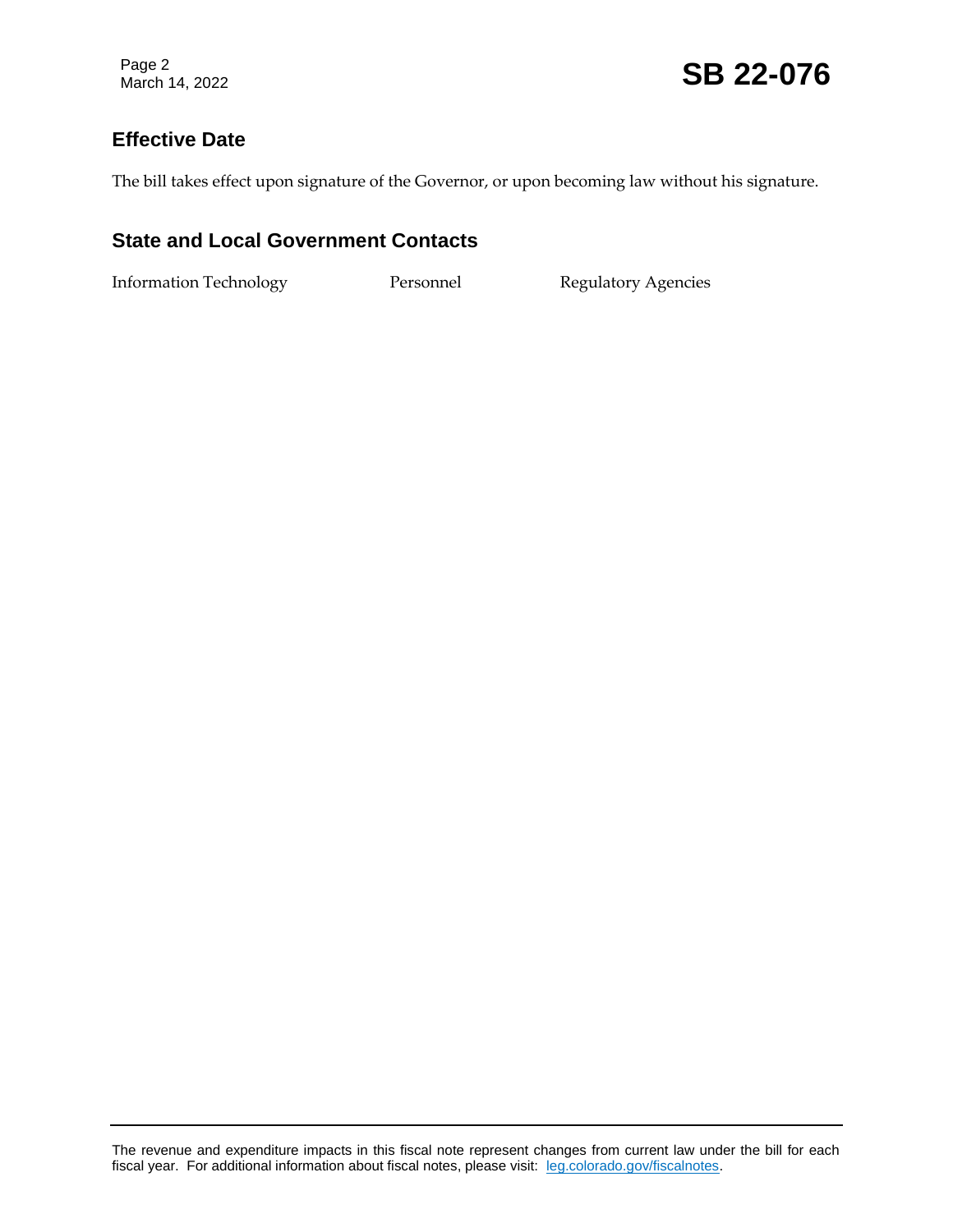## Effective Date

The bill takes effect upon signature of the Governor, or upon becoming law without his signature.

## State and Local Government Contacts

Information Technology　　Personnel　　Regulatory Agencies

The revenue and expenditure impacts in this fiscal note represent changes from current law under the bill for each fiscal year. For additional information about fiscal notes, please visit: leg.colorado.gov/fiscalnotes.